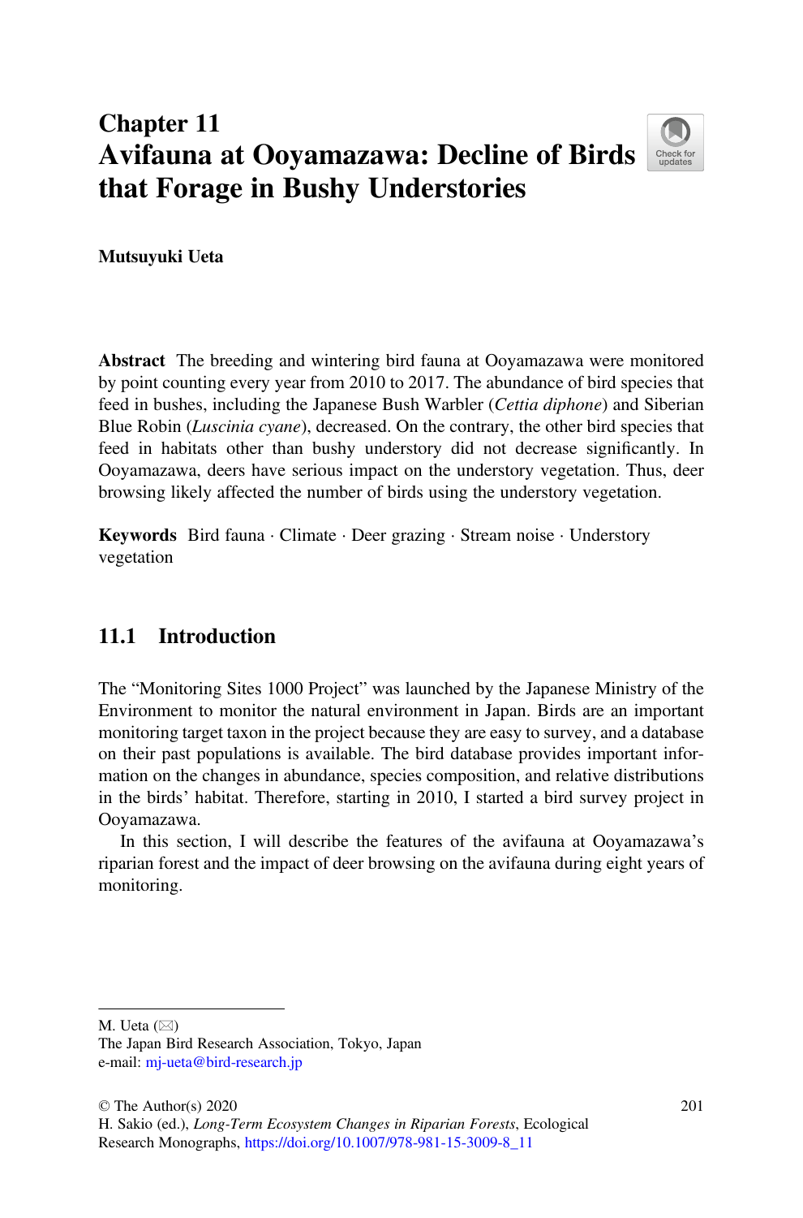# Chapter 11
# Avifauna at Ooyamazawa: Decline of Birds that Forage in Bushy Understories

**Mutsuyuki Ueta**

**Abstract** The breeding and wintering bird fauna at Ooyamazawa were monitored by point counting every year from 2010 to 2017. The abundance of bird species that feed in bushes, including the Japanese Bush Warbler (*Cettia diphone*) and Siberian Blue Robin (*Luscinia cyane*), decreased. On the contrary, the other bird species that feed in habitats other than bushy understory did not decrease significantly. In Ooyamazawa, deers have serious impact on the understory vegetation. Thus, deer browsing likely affected the number of birds using the understory vegetation.

**Keywords** Bird fauna · Climate · Deer grazing · Stream noise · Understory vegetation

## 11.1 Introduction

The "Monitoring Sites 1000 Project" was launched by the Japanese Ministry of the Environment to monitor the natural environment in Japan. Birds are an important monitoring target taxon in the project because they are easy to survey, and a database on their past populations is available. The bird database provides important information on the changes in abundance, species composition, and relative distributions in the birds' habitat. Therefore, starting in 2010, I started a bird survey project in Ooyamazawa.

In this section, I will describe the features of the avifauna at Ooyamazawa's riparian forest and the impact of deer browsing on the avifauna during eight years of monitoring.

---

M. Ueta (✉)
The Japan Bird Research Association, Tokyo, Japan
e-mail: mj-ueta@bird-research.jp

© The Author(s) 2020
H. Sakio (ed.), *Long-Term Ecosystem Changes in Riparian Forests*, Ecological Research Monographs, https://doi.org/10.1007/978-981-15-3009-8_11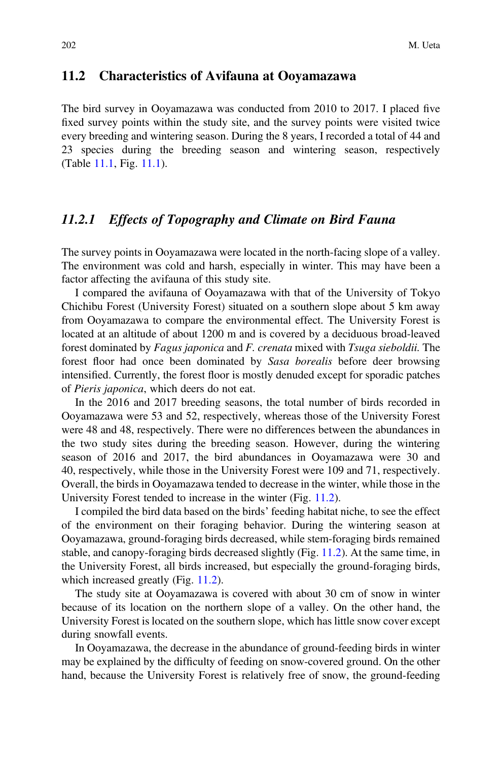## 11.2 Characteristics of Avifauna at Ooyamazawa

The bird survey in Ooyamazawa was conducted from 2010 to 2017. I placed five fixed survey points within the study site, and the survey points were visited twice every breeding and wintering season. During the 8 years, I recorded a total of 44 and 23 species during the breeding season and wintering season, respectively (Table 11.1, Fig. 11.1).

### *11.2.1 Effects of Topography and Climate on Bird Fauna*

The survey points in Ooyamazawa were located in the north-facing slope of a valley. The environment was cold and harsh, especially in winter. This may have been a factor affecting the avifauna of this study site.

I compared the avifauna of Ooyamazawa with that of the University of Tokyo Chichibu Forest (University Forest) situated on a southern slope about 5 km away from Ooyamazawa to compare the environmental effect. The University Forest is located at an altitude of about 1200 m and is covered by a deciduous broad-leaved forest dominated by *Fagus japonica* and *F. crenata* mixed with *Tsuga sieboldii.* The forest floor had once been dominated by *Sasa borealis* before deer browsing intensified. Currently, the forest floor is mostly denuded except for sporadic patches of *Pieris japonica*, which deers do not eat.

In the 2016 and 2017 breeding seasons, the total number of birds recorded in Ooyamazawa were 53 and 52, respectively, whereas those of the University Forest were 48 and 48, respectively. There were no differences between the abundances in the two study sites during the breeding season. However, during the wintering season of 2016 and 2017, the bird abundances in Ooyamazawa were 30 and 40, respectively, while those in the University Forest were 109 and 71, respectively. Overall, the birds in Ooyamazawa tended to decrease in the winter, while those in the University Forest tended to increase in the winter (Fig. 11.2).

I compiled the bird data based on the birds' feeding habitat niche, to see the effect of the environment on their foraging behavior. During the wintering season at Ooyamazawa, ground-foraging birds decreased, while stem-foraging birds remained stable, and canopy-foraging birds decreased slightly (Fig. 11.2). At the same time, in the University Forest, all birds increased, but especially the ground-foraging birds, which increased greatly (Fig. 11.2).

The study site at Ooyamazawa is covered with about 30 cm of snow in winter because of its location on the northern slope of a valley. On the other hand, the University Forest is located on the southern slope, which has little snow cover except during snowfall events.

In Ooyamazawa, the decrease in the abundance of ground-feeding birds in winter may be explained by the difficulty of feeding on snow-covered ground. On the other hand, because the University Forest is relatively free of snow, the ground-feeding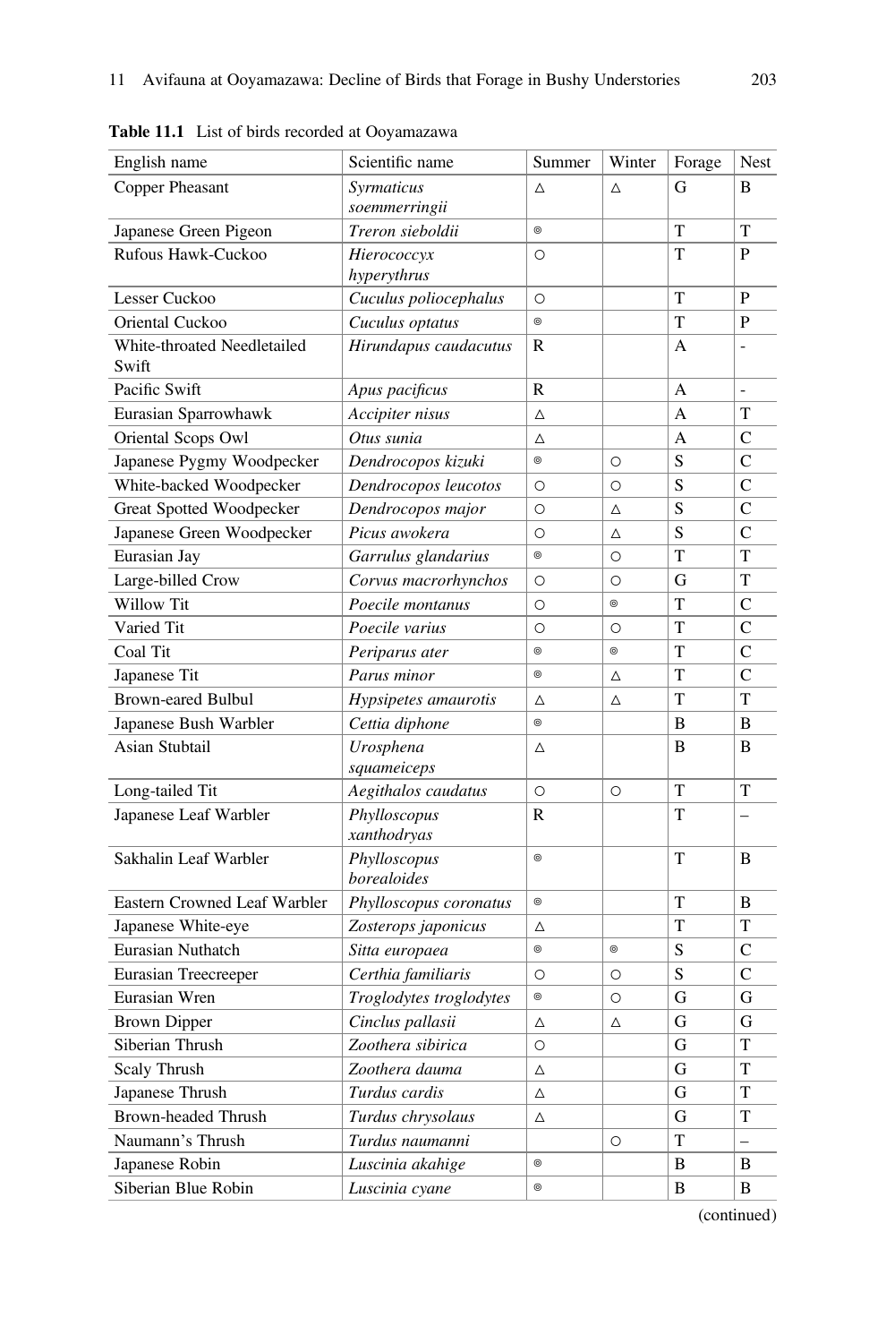**Table 11.1** List of birds recorded at Ooyamazawa

| English name | Scientific name | Summer | Winter | Forage | Nest |
|---|---|---|---|---|---|
| Copper Pheasant | *Syrmaticus soemmerringii* | △ | △ | G | B |
| Japanese Green Pigeon | *Treron sieboldii* | ◎ | | T | T |
| Rufous Hawk-Cuckoo | *Hierococcyx hyperythrus* | ○ | | T | P |
| Lesser Cuckoo | *Cuculus poliocephalus* | ○ | | T | P |
| Oriental Cuckoo | *Cuculus optatus* | ◎ | | T | P |
| White-throated Needletailed Swift | *Hirundapus caudacutus* | R | | A | - |
| Pacific Swift | *Apus pacificus* | R | | A | - |
| Eurasian Sparrowhawk | *Accipiter nisus* | △ | | A | T |
| Oriental Scops Owl | *Otus sunia* | △ | | A | C |
| Japanese Pygmy Woodpecker | *Dendrocopos kizuki* | ◎ | ○ | S | C |
| White-backed Woodpecker | *Dendrocopos leucotos* | ○ | ○ | S | C |
| Great Spotted Woodpecker | *Dendrocopos major* | ○ | △ | S | C |
| Japanese Green Woodpecker | *Picus awokera* | ○ | △ | S | C |
| Eurasian Jay | *Garrulus glandarius* | ◎ | ○ | T | T |
| Large-billed Crow | *Corvus macrorhynchos* | ○ | ○ | G | T |
| Willow Tit | *Poecile montanus* | ○ | ◎ | T | C |
| Varied Tit | *Poecile varius* | ○ | ○ | T | C |
| Coal Tit | *Periparus ater* | ◎ | ◎ | T | C |
| Japanese Tit | *Parus minor* | ◎ | △ | T | C |
| Brown-eared Bulbul | *Hypsipetes amaurotis* | △ | △ | T | T |
| Japanese Bush Warbler | *Cettia diphone* | ◎ | | B | B |
| Asian Stubtail | *Urosphena squameiceps* | △ | | B | B |
| Long-tailed Tit | *Aegithalos caudatus* | ○ | ○ | T | T |
| Japanese Leaf Warbler | *Phylloscopus xanthodryas* | R | | T | – |
| Sakhalin Leaf Warbler | *Phylloscopus borealoides* | ◎ | | T | B |
| Eastern Crowned Leaf Warbler | *Phylloscopus coronatus* | ◎ | | T | B |
| Japanese White-eye | *Zosterops japonicus* | △ | | T | T |
| Eurasian Nuthatch | *Sitta europaea* | ◎ | ◎ | S | C |
| Eurasian Treecreeper | *Certhia familiaris* | ○ | ○ | S | C |
| Eurasian Wren | *Troglodytes troglodytes* | ◎ | ○ | G | G |
| Brown Dipper | *Cinclus pallasii* | △ | △ | G | G |
| Siberian Thrush | *Zoothera sibirica* | ○ | | G | T |
| Scaly Thrush | *Zoothera dauma* | △ | | G | T |
| Japanese Thrush | *Turdus cardis* | △ | | G | T |
| Brown-headed Thrush | *Turdus chrysolaus* | △ | | G | T |
| Naumann's Thrush | *Turdus naumanni* | | ○ | T | – |
| Japanese Robin | *Luscinia akahige* | ◎ | | B | B |
| Siberian Blue Robin | *Luscinia cyane* | ◎ | | B | B |

(continued)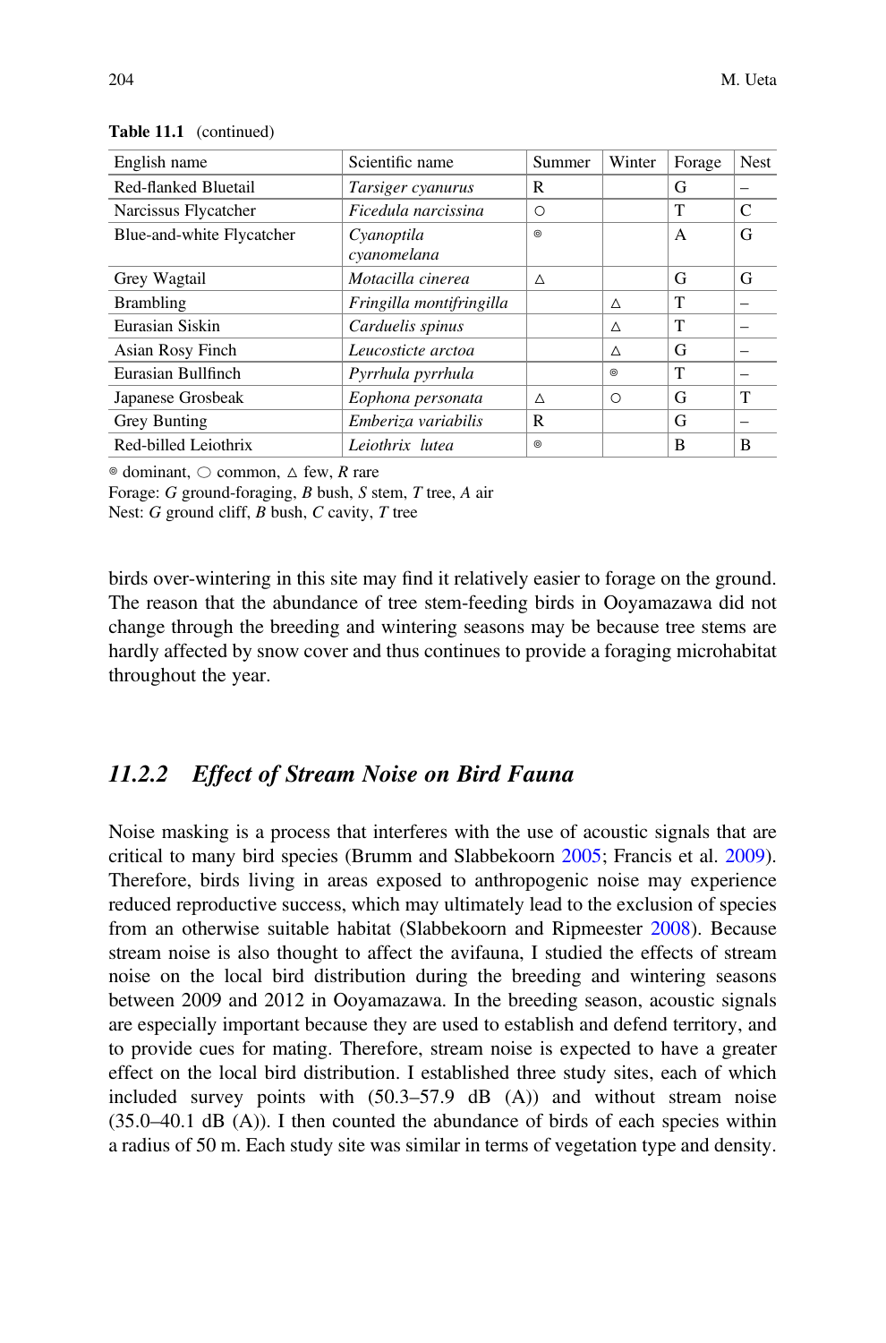**Table 11.1** (continued)

| English name | Scientific name | Summer | Winter | Forage | Nest |
|---|---|---|---|---|---|
| Red-flanked Bluetail | *Tarsiger cyanurus* | R | | G | – |
| Narcissus Flycatcher | *Ficedula narcissina* | ○ | | T | C |
| Blue-and-white Flycatcher | *Cyanoptila cyanomelana* | ◎ | | A | G |
| Grey Wagtail | *Motacilla cinerea* | △ | | G | G |
| Brambling | *Fringilla montifringilla* | | △ | T | – |
| Eurasian Siskin | *Carduelis spinus* | | △ | T | – |
| Asian Rosy Finch | *Leucosticte arctoa* | | △ | G | – |
| Eurasian Bullfinch | *Pyrrhula pyrrhula* | | ◎ | T | – |
| Japanese Grosbeak | *Eophona personata* | △ | ○ | G | T |
| Grey Bunting | *Emberiza variabilis* | R | | G | – |
| Red-billed Leiothrix | *Leiothrix lutea* | ◎ | | B | B |

◎ dominant, ○ common, △ few, *R* rare
Forage: *G* ground-foraging, *B* bush, *S* stem, *T* tree, *A* air
Nest: *G* ground cliff, *B* bush, *C* cavity, *T* tree

birds over-wintering in this site may find it relatively easier to forage on the ground. The reason that the abundance of tree stem-feeding birds in Ooyamazawa did not change through the breeding and wintering seasons may be because tree stems are hardly affected by snow cover and thus continues to provide a foraging microhabitat throughout the year.

### 11.2.2 *Effect of Stream Noise on Bird Fauna*

Noise masking is a process that interferes with the use of acoustic signals that are critical to many bird species (Brumm and Slabbekoorn 2005; Francis et al. 2009). Therefore, birds living in areas exposed to anthropogenic noise may experience reduced reproductive success, which may ultimately lead to the exclusion of species from an otherwise suitable habitat (Slabbekoorn and Ripmeester 2008). Because stream noise is also thought to affect the avifauna, I studied the effects of stream noise on the local bird distribution during the breeding and wintering seasons between 2009 and 2012 in Ooyamazawa. In the breeding season, acoustic signals are especially important because they are used to establish and defend territory, and to provide cues for mating. Therefore, stream noise is expected to have a greater effect on the local bird distribution. I established three study sites, each of which included survey points with (50.3–57.9 dB (A)) and without stream noise (35.0–40.1 dB (A)). I then counted the abundance of birds of each species within a radius of 50 m. Each study site was similar in terms of vegetation type and density.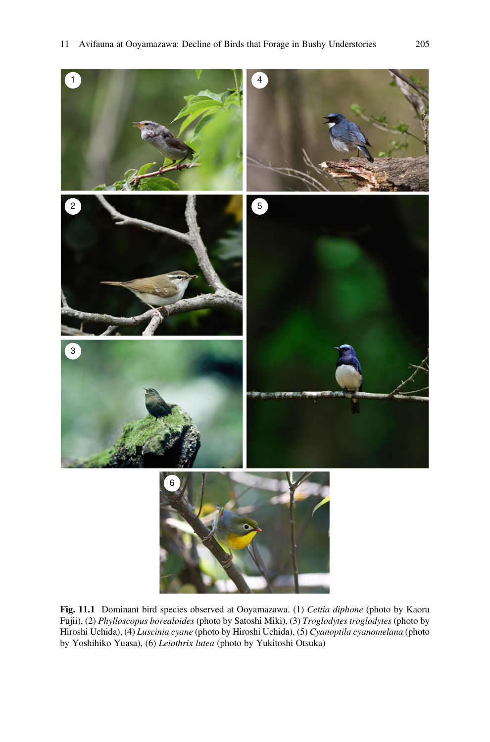**Fig. 11.1** Dominant bird species observed at Ooyamazawa. (1) *Cettia diphone* (photo by Kaoru Fujii), (2) *Phylloscopus borealoides* (photo by Satoshi Miki), (3) *Troglodytes troglodytes* (photo by Hiroshi Uchida), (4) *Luscinia cyane* (photo by Hiroshi Uchida), (5) *Cyanoptila cyanomelana* (photo by Yoshihiko Yuasa), (6) *Leiothrix lutea* (photo by Yukitoshi Otsuka)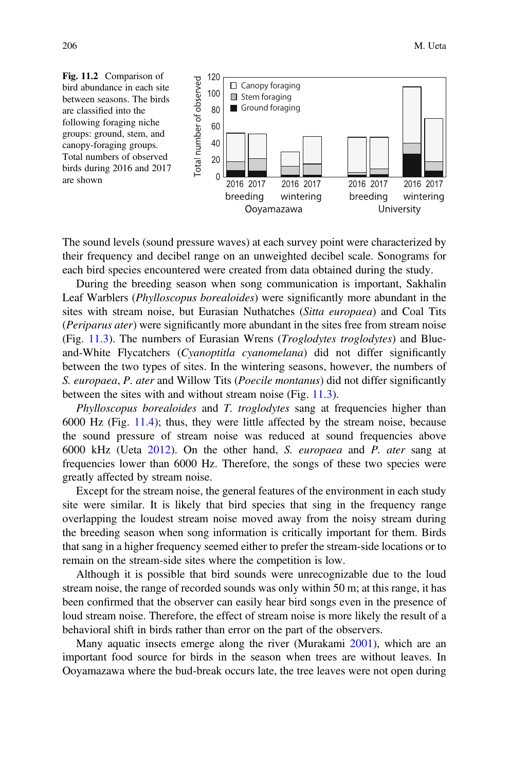**Fig. 11.2** Comparison of bird abundance in each site between seasons. The birds are classified into the following foraging niche groups: ground, stem, and canopy-foraging groups. Total numbers of observed birds during 2016 and 2017 are shown

The sound levels (sound pressure waves) at each survey point were characterized by their frequency and decibel range on an unweighted decibel scale. Sonograms for each bird species encountered were created from data obtained during the study.

During the breeding season when song communication is important, Sakhalin Leaf Warblers (*Phylloscopus borealoides*) were significantly more abundant in the sites with stream noise, but Eurasian Nuthatches (*Sitta europaea*) and Coal Tits (*Periparus ater*) were significantly more abundant in the sites free from stream noise (Fig. 11.3). The numbers of Eurasian Wrens (*Troglodytes troglodytes*) and Blue-and-White Flycatchers (*Cyanoptitla cyanomelana*) did not differ significantly between the two types of sites. In the wintering seasons, however, the numbers of *S. europaea*, *P. ater* and Willow Tits (*Poecile montanus*) did not differ significantly between the sites with and without stream noise (Fig. 11.3).

*Phylloscopus borealoides* and *T. troglodytes* sang at frequencies higher than 6000 Hz (Fig. 11.4); thus, they were little affected by the stream noise, because the sound pressure of stream noise was reduced at sound frequencies above 6000 kHz (Ueta 2012). On the other hand, *S. europaea* and *P. ater* sang at frequencies lower than 6000 Hz. Therefore, the songs of these two species were greatly affected by stream noise.

Except for the stream noise, the general features of the environment in each study site were similar. It is likely that bird species that sing in the frequency range overlapping the loudest stream noise moved away from the noisy stream during the breeding season when song information is critically important for them. Birds that sang in a higher frequency seemed either to prefer the stream-side locations or to remain on the stream-side sites where the competition is low.

Although it is possible that bird sounds were unrecognizable due to the loud stream noise, the range of recorded sounds was only within 50 m; at this range, it has been confirmed that the observer can easily hear bird songs even in the presence of loud stream noise. Therefore, the effect of stream noise is more likely the result of a behavioral shift in birds rather than error on the part of the observers.

Many aquatic insects emerge along the river (Murakami 2001), which are an important food source for birds in the season when trees are without leaves. In Ooyamazawa where the bud-break occurs late, the tree leaves were not open during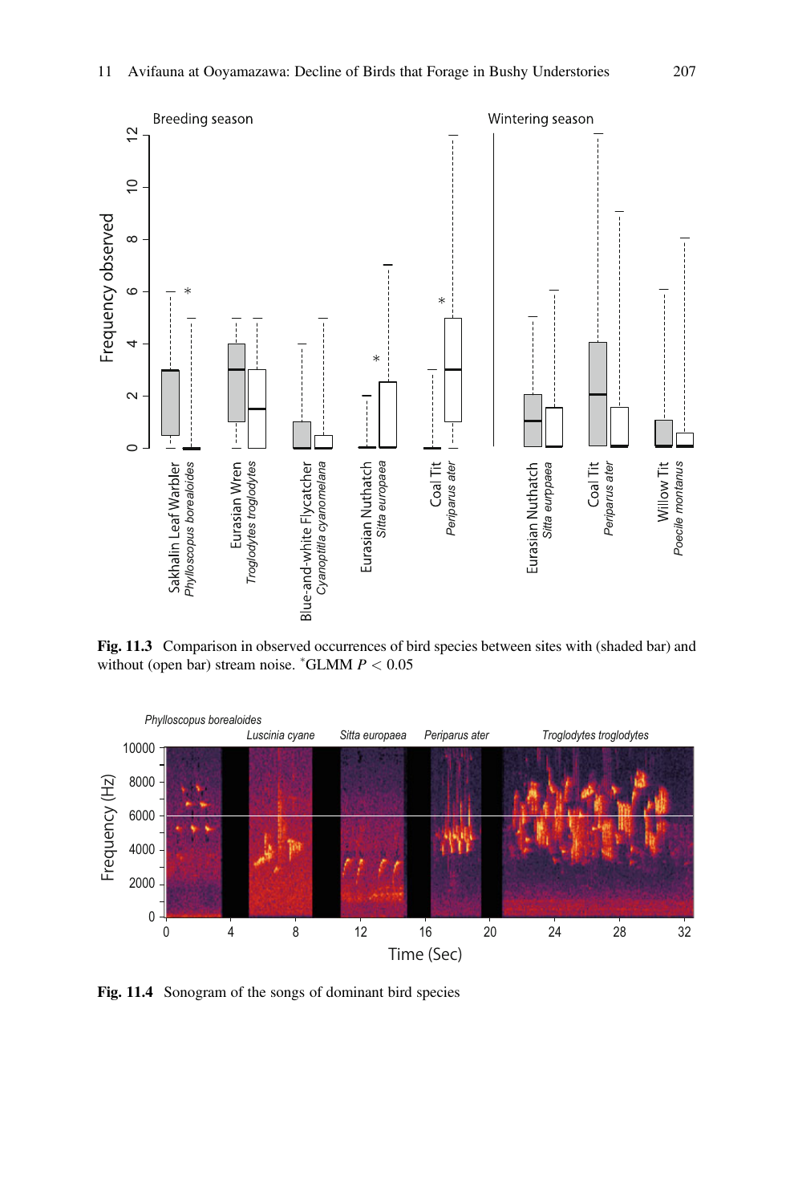**Fig. 11.3** Comparison in observed occurrences of bird species between sites with (shaded bar) and without (open bar) stream noise. *GLMM $P < 0.05$

**Fig. 11.4** Sonogram of the songs of dominant bird species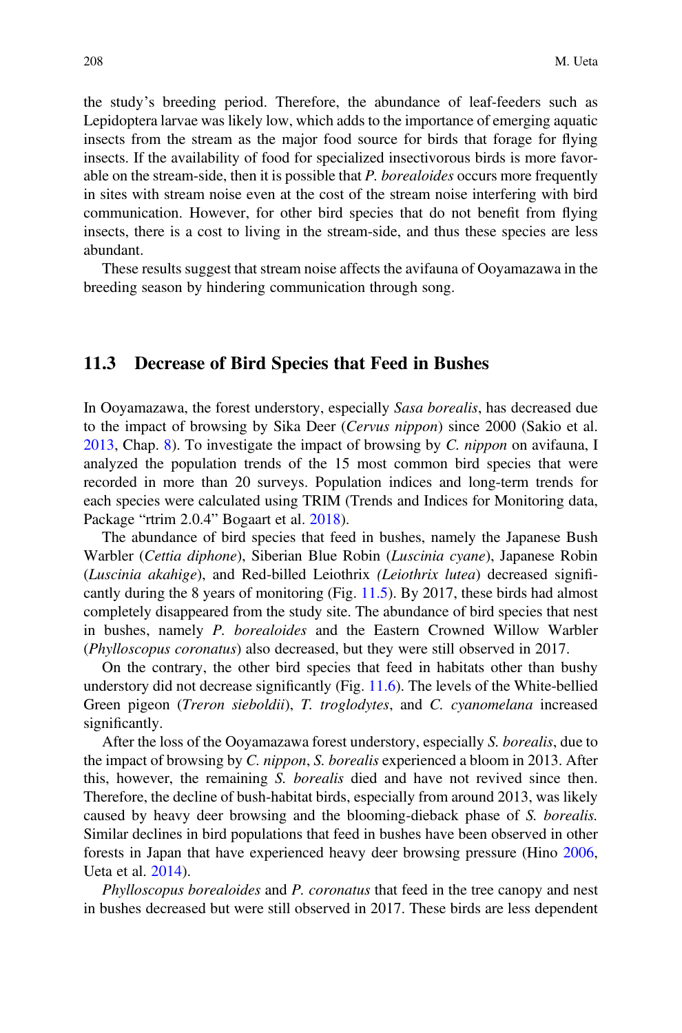the study's breeding period. Therefore, the abundance of leaf-feeders such as Lepidoptera larvae was likely low, which adds to the importance of emerging aquatic insects from the stream as the major food source for birds that forage for flying insects. If the availability of food for specialized insectivorous birds is more favorable on the stream-side, then it is possible that *P. borealoides* occurs more frequently in sites with stream noise even at the cost of the stream noise interfering with bird communication. However, for other bird species that do not benefit from flying insects, there is a cost to living in the stream-side, and thus these species are less abundant.

These results suggest that stream noise affects the avifauna of Ooyamazawa in the breeding season by hindering communication through song.

## 11.3 Decrease of Bird Species that Feed in Bushes

In Ooyamazawa, the forest understory, especially *Sasa borealis*, has decreased due to the impact of browsing by Sika Deer (*Cervus nippon*) since 2000 (Sakio et al. 2013, Chap. 8). To investigate the impact of browsing by *C. nippon* on avifauna, I analyzed the population trends of the 15 most common bird species that were recorded in more than 20 surveys. Population indices and long-term trends for each species were calculated using TRIM (Trends and Indices for Monitoring data, Package "rtrim 2.0.4" Bogaart et al. 2018).

The abundance of bird species that feed in bushes, namely the Japanese Bush Warbler (*Cettia diphone*), Siberian Blue Robin (*Luscinia cyane*), Japanese Robin (*Luscinia akahige*), and Red-billed Leiothrix *(Leiothrix lutea)* decreased significantly during the 8 years of monitoring (Fig. 11.5). By 2017, these birds had almost completely disappeared from the study site. The abundance of bird species that nest in bushes, namely *P. borealoides* and the Eastern Crowned Willow Warbler (*Phylloscopus coronatus*) also decreased, but they were still observed in 2017.

On the contrary, the other bird species that feed in habitats other than bushy understory did not decrease significantly (Fig. 11.6). The levels of the White-bellied Green pigeon (*Treron sieboldii*), *T. troglodytes*, and *C. cyanomelana* increased significantly.

After the loss of the Ooyamazawa forest understory, especially *S. borealis*, due to the impact of browsing by *C. nippon*, *S. borealis* experienced a bloom in 2013. After this, however, the remaining *S. borealis* died and have not revived since then. Therefore, the decline of bush-habitat birds, especially from around 2013, was likely caused by heavy deer browsing and the blooming-dieback phase of *S. borealis.* Similar declines in bird populations that feed in bushes have been observed in other forests in Japan that have experienced heavy deer browsing pressure (Hino 2006, Ueta et al. 2014).

*Phylloscopus borealoides* and *P. coronatus* that feed in the tree canopy and nest in bushes decreased but were still observed in 2017. These birds are less dependent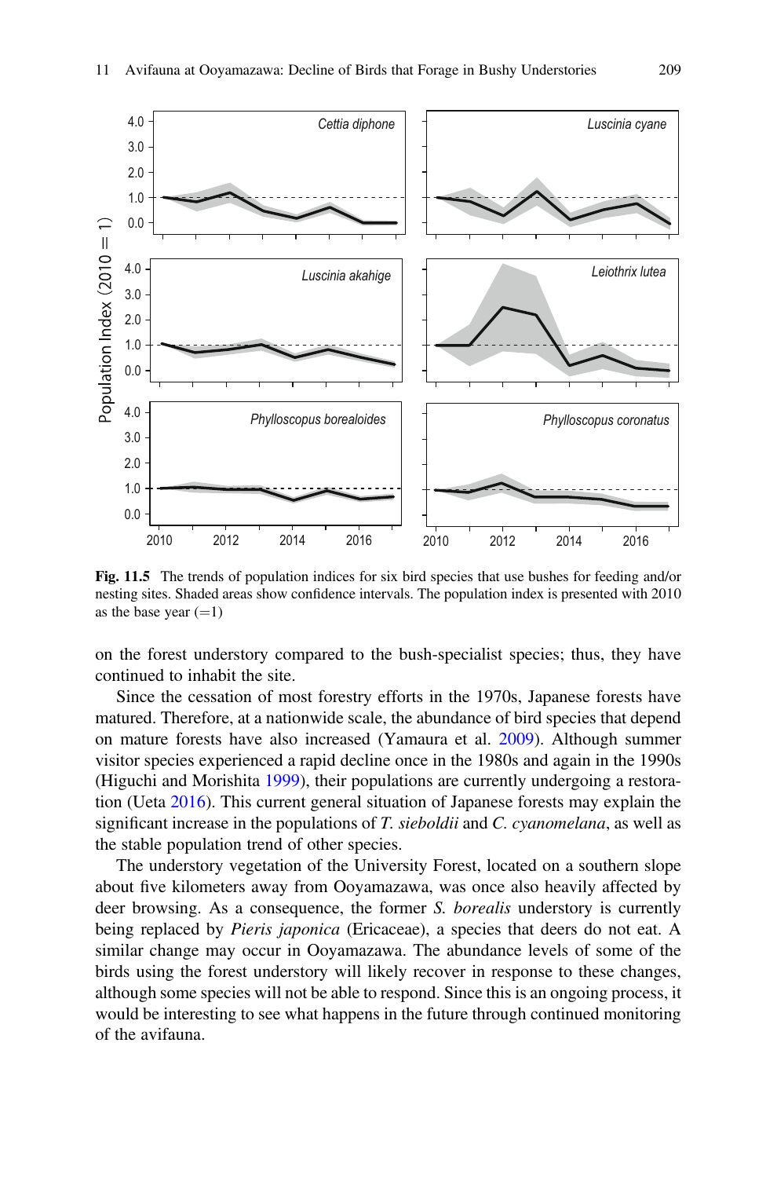**Fig. 11.5** The trends of population indices for six bird species that use bushes for feeding and/or nesting sites. Shaded areas show confidence intervals. The population index is presented with 2010 as the base year (=1)

on the forest understory compared to the bush-specialist species; thus, they have continued to inhabit the site.

Since the cessation of most forestry efforts in the 1970s, Japanese forests have matured. Therefore, at a nationwide scale, the abundance of bird species that depend on mature forests have also increased (Yamaura et al. 2009). Although summer visitor species experienced a rapid decline once in the 1980s and again in the 1990s (Higuchi and Morishita 1999), their populations are currently undergoing a restoration (Ueta 2016). This current general situation of Japanese forests may explain the significant increase in the populations of *T. sieboldii* and *C. cyanomelana*, as well as the stable population trend of other species.

The understory vegetation of the University Forest, located on a southern slope about five kilometers away from Ooyamazawa, was once also heavily affected by deer browsing. As a consequence, the former *S. borealis* understory is currently being replaced by *Pieris japonica* (Ericaceae), a species that deers do not eat. A similar change may occur in Ooyamazawa. The abundance levels of some of the birds using the forest understory will likely recover in response to these changes, although some species will not be able to respond. Since this is an ongoing process, it would be interesting to see what happens in the future through continued monitoring of the avifauna.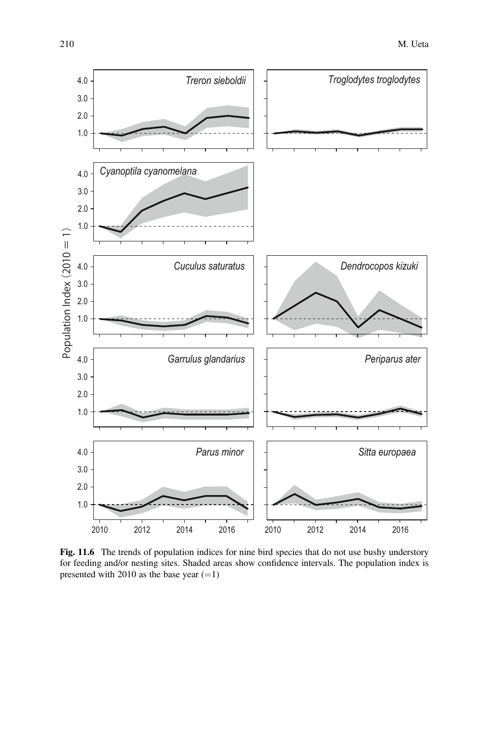**Fig. 11.6** The trends of population indices for nine bird species that do not use bushy understory for feeding and/or nesting sites. Shaded areas show confidence intervals. The population index is presented with 2010 as the base year (=1)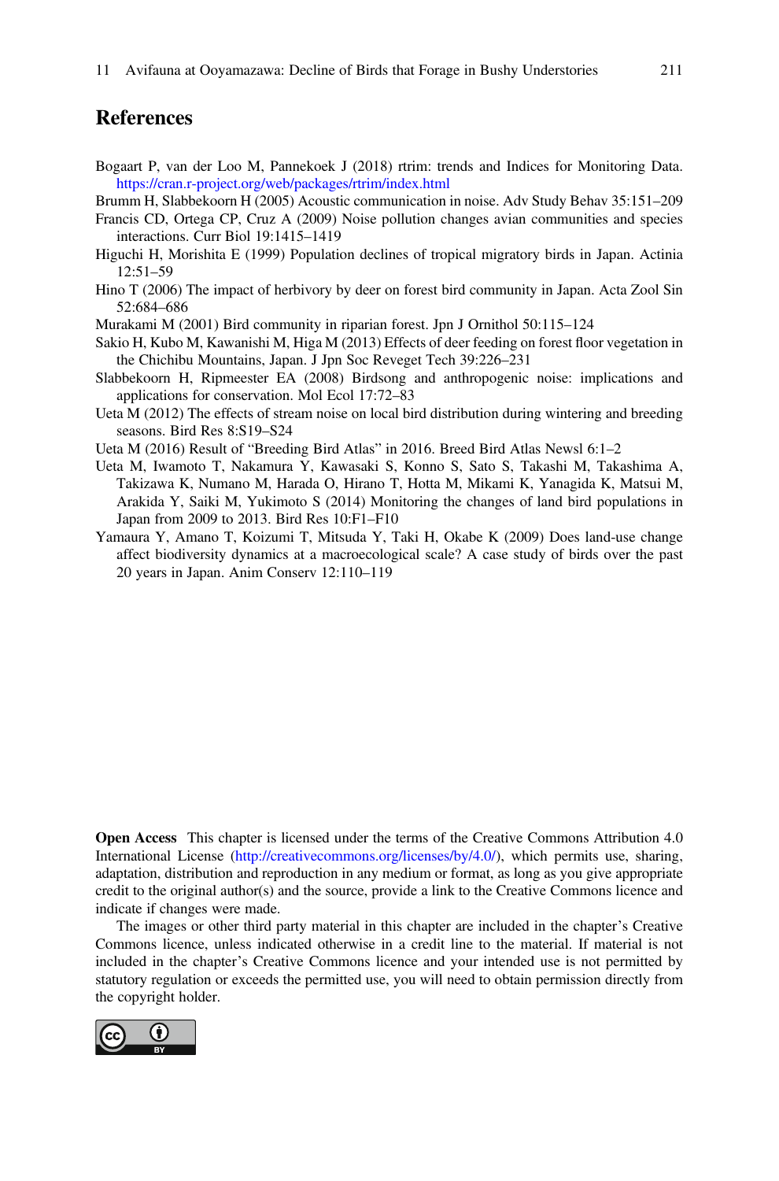## References

Bogaart P, van der Loo M, Pannekoek J (2018) rtrim: trends and Indices for Monitoring Data. https://cran.r-project.org/web/packages/rtrim/index.html

Brumm H, Slabbekoorn H (2005) Acoustic communication in noise. Adv Study Behav 35:151–209

Francis CD, Ortega CP, Cruz A (2009) Noise pollution changes avian communities and species interactions. Curr Biol 19:1415–1419

Higuchi H, Morishita E (1999) Population declines of tropical migratory birds in Japan. Actinia 12:51–59

Hino T (2006) The impact of herbivory by deer on forest bird community in Japan. Acta Zool Sin 52:684–686

Murakami M (2001) Bird community in riparian forest. Jpn J Ornithol 50:115–124

Sakio H, Kubo M, Kawanishi M, Higa M (2013) Effects of deer feeding on forest floor vegetation in the Chichibu Mountains, Japan. J Jpn Soc Reveget Tech 39:226–231

Slabbekoorn H, Ripmeester EA (2008) Birdsong and anthropogenic noise: implications and applications for conservation. Mol Ecol 17:72–83

Ueta M (2012) The effects of stream noise on local bird distribution during wintering and breeding seasons. Bird Res 8:S19–S24

Ueta M (2016) Result of "Breeding Bird Atlas" in 2016. Breed Bird Atlas Newsl 6:1–2

Ueta M, Iwamoto T, Nakamura Y, Kawasaki S, Konno S, Sato S, Takashi M, Takashima A, Takizawa K, Numano M, Harada O, Hirano T, Hotta M, Mikami K, Yanagida K, Matsui M, Arakida Y, Saiki M, Yukimoto S (2014) Monitoring the changes of land bird populations in Japan from 2009 to 2013. Bird Res 10:F1–F10

Yamaura Y, Amano T, Koizumi T, Mitsuda Y, Taki H, Okabe K (2009) Does land-use change affect biodiversity dynamics at a macroecological scale? A case study of birds over the past 20 years in Japan. Anim Conserv 12:110–119

**Open Access** This chapter is licensed under the terms of the Creative Commons Attribution 4.0 International License (http://creativecommons.org/licenses/by/4.0/), which permits use, sharing, adaptation, distribution and reproduction in any medium or format, as long as you give appropriate credit to the original author(s) and the source, provide a link to the Creative Commons licence and indicate if changes were made.

The images or other third party material in this chapter are included in the chapter's Creative Commons licence, unless indicated otherwise in a credit line to the material. If material is not included in the chapter's Creative Commons licence and your intended use is not permitted by statutory regulation or exceeds the permitted use, you will need to obtain permission directly from the copyright holder.